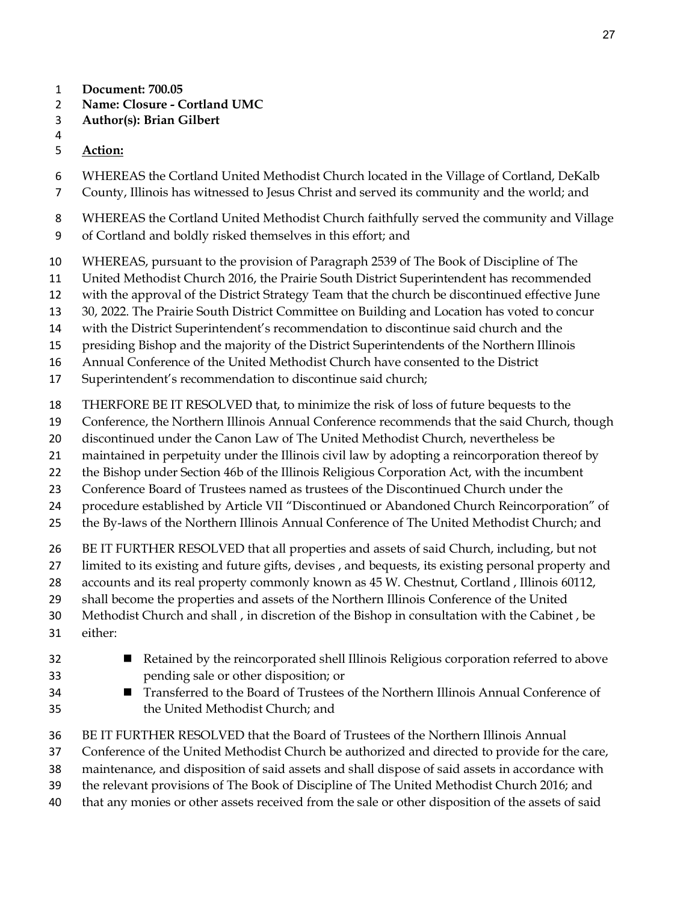**Document: 700.05**
**Name: Closure - Cortland UMC**
**Author(s): Brian Gilbert**

**Action:**

WHEREAS the Cortland United Methodist Church located in the Village of Cortland, DeKalb County, Illinois has witnessed to Jesus Christ and served its community and the world; and

WHEREAS the Cortland United Methodist Church faithfully served the community and Village of Cortland and boldly risked themselves in this effort; and

WHEREAS, pursuant to the provision of Paragraph 2539 of The Book of Discipline of The United Methodist Church 2016, the Prairie South District Superintendent has recommended with the approval of the District Strategy Team that the church be discontinued effective June 30, 2022. The Prairie South District Committee on Building and Location has voted to concur with the District Superintendent's recommendation to discontinue said church and the presiding Bishop and the majority of the District Superintendents of the Northern Illinois Annual Conference of the United Methodist Church have consented to the District Superintendent's recommendation to discontinue said church;

THERFORE BE IT RESOLVED that, to minimize the risk of loss of future bequests to the Conference, the Northern Illinois Annual Conference recommends that the said Church, though discontinued under the Canon Law of The United Methodist Church, nevertheless be maintained in perpetuity under the Illinois civil law by adopting a reincorporation thereof by the Bishop under Section 46b of the Illinois Religious Corporation Act, with the incumbent Conference Board of Trustees named as trustees of the Discontinued Church under the procedure established by Article VII "Discontinued or Abandoned Church Reincorporation" of the By-laws of the Northern Illinois Annual Conference of The United Methodist Church; and

BE IT FURTHER RESOLVED that all properties and assets of said Church, including, but not limited to its existing and future gifts, devises , and bequests, its existing personal property and accounts and its real property commonly known as 45 W. Chestnut, Cortland , Illinois 60112, shall become the properties and assets of the Northern Illinois Conference of the United Methodist Church and shall , in discretion of the Bishop in consultation with the Cabinet , be either:

- Retained by the reincorporated shell Illinois Religious corporation referred to above pending sale or other disposition; or
- Transferred to the Board of Trustees of the Northern Illinois Annual Conference of the United Methodist Church; and

BE IT FURTHER RESOLVED that the Board of Trustees of the Northern Illinois Annual Conference of the United Methodist Church be authorized and directed to provide for the care, maintenance, and disposition of said assets and shall dispose of said assets in accordance with the relevant provisions of The Book of Discipline of The United Methodist Church 2016; and that any monies or other assets received from the sale or other disposition of the assets of said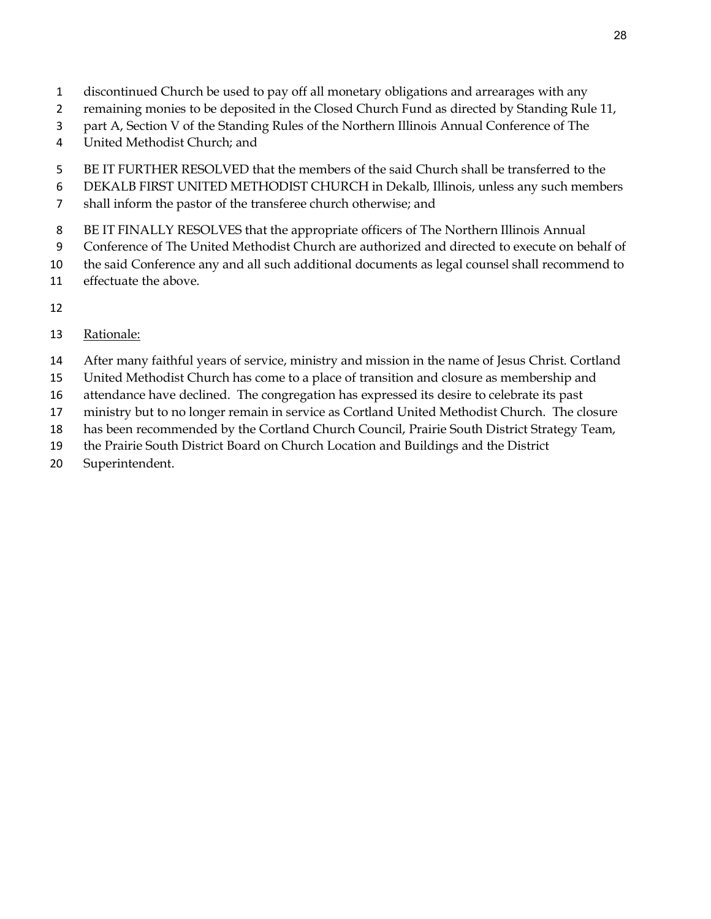discontinued Church be used to pay off all monetary obligations and arrearages with any remaining monies to be deposited in the Closed Church Fund as directed by Standing Rule 11, part A, Section V of the Standing Rules of the Northern Illinois Annual Conference of The United Methodist Church; and

BE IT FURTHER RESOLVED that the members of the said Church shall be transferred to the DEKALB FIRST UNITED METHODIST CHURCH in Dekalb, Illinois, unless any such members shall inform the pastor of the transferee church otherwise; and

BE IT FINALLY RESOLVES that the appropriate officers of The Northern Illinois Annual Conference of The United Methodist Church are authorized and directed to execute on behalf of the said Conference any and all such additional documents as legal counsel shall recommend to effectuate the above.

Rationale:

After many faithful years of service, ministry and mission in the name of Jesus Christ. Cortland United Methodist Church has come to a place of transition and closure as membership and attendance have declined. The congregation has expressed its desire to celebrate its past ministry but to no longer remain in service as Cortland United Methodist Church. The closure has been recommended by the Cortland Church Council, Prairie South District Strategy Team, the Prairie South District Board on Church Location and Buildings and the District Superintendent.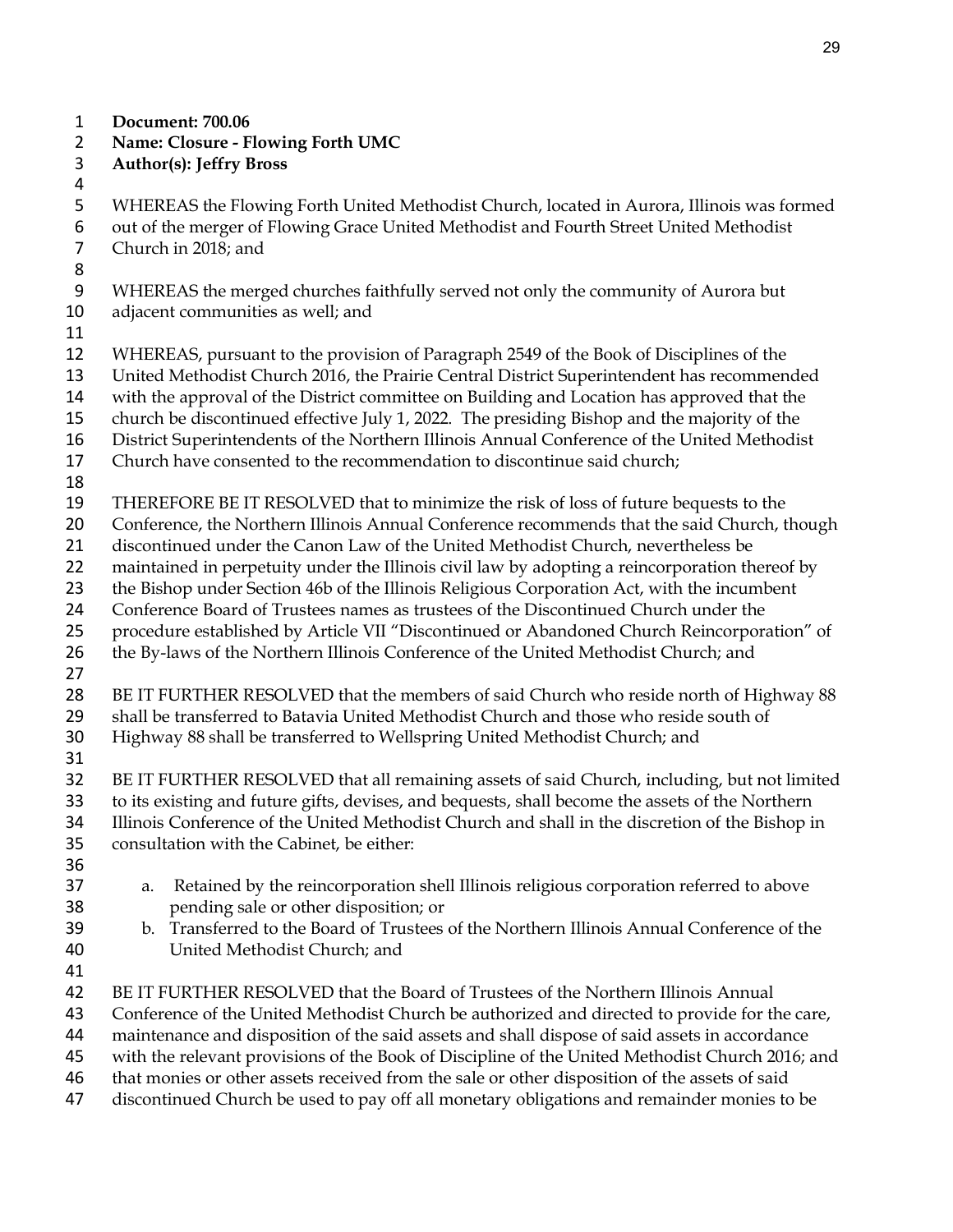**Document: 700.06**
**Name: Closure - Flowing Forth UMC**
**Author(s): Jeffry Bross**

WHEREAS the Flowing Forth United Methodist Church, located in Aurora, Illinois was formed out of the merger of Flowing Grace United Methodist and Fourth Street United Methodist Church in 2018; and

WHEREAS the merged churches faithfully served not only the community of Aurora but adjacent communities as well; and

WHEREAS, pursuant to the provision of Paragraph 2549 of the Book of Disciplines of the United Methodist Church 2016, the Prairie Central District Superintendent has recommended with the approval of the District committee on Building and Location has approved that the church be discontinued effective July 1, 2022. The presiding Bishop and the majority of the District Superintendents of the Northern Illinois Annual Conference of the United Methodist Church have consented to the recommendation to discontinue said church;

THEREFORE BE IT RESOLVED that to minimize the risk of loss of future bequests to the Conference, the Northern Illinois Annual Conference recommends that the said Church, though discontinued under the Canon Law of the United Methodist Church, nevertheless be maintained in perpetuity under the Illinois civil law by adopting a reincorporation thereof by the Bishop under Section 46b of the Illinois Religious Corporation Act, with the incumbent Conference Board of Trustees names as trustees of the Discontinued Church under the procedure established by Article VII "Discontinued or Abandoned Church Reincorporation" of the By-laws of the Northern Illinois Conference of the United Methodist Church; and

BE IT FURTHER RESOLVED that the members of said Church who reside north of Highway 88 shall be transferred to Batavia United Methodist Church and those who reside south of Highway 88 shall be transferred to Wellspring United Methodist Church; and

BE IT FURTHER RESOLVED that all remaining assets of said Church, including, but not limited to its existing and future gifts, devises, and bequests, shall become the assets of the Northern Illinois Conference of the United Methodist Church and shall in the discretion of the Bishop in consultation with the Cabinet, be either:

a. Retained by the reincorporation shell Illinois religious corporation referred to above pending sale or other disposition; or
b. Transferred to the Board of Trustees of the Northern Illinois Annual Conference of the United Methodist Church; and

BE IT FURTHER RESOLVED that the Board of Trustees of the Northern Illinois Annual Conference of the United Methodist Church be authorized and directed to provide for the care, maintenance and disposition of the said assets and shall dispose of said assets in accordance with the relevant provisions of the Book of Discipline of the United Methodist Church 2016; and that monies or other assets received from the sale or other disposition of the assets of said discontinued Church be used to pay off all monetary obligations and remainder monies to be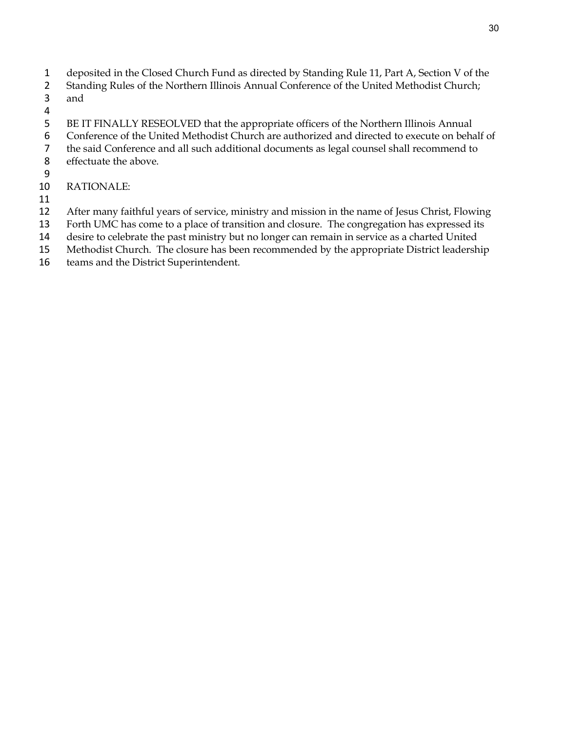deposited in the Closed Church Fund as directed by Standing Rule 11, Part A, Section V of the Standing Rules of the Northern Illinois Annual Conference of the United Methodist Church; and

BE IT FINALLY RESEOLVED that the appropriate officers of the Northern Illinois Annual Conference of the United Methodist Church are authorized and directed to execute on behalf of the said Conference and all such additional documents as legal counsel shall recommend to effectuate the above.

RATIONALE:

After many faithful years of service, ministry and mission in the name of Jesus Christ, Flowing Forth UMC has come to a place of transition and closure. The congregation has expressed its desire to celebrate the past ministry but no longer can remain in service as a charted United Methodist Church. The closure has been recommended by the appropriate District leadership teams and the District Superintendent.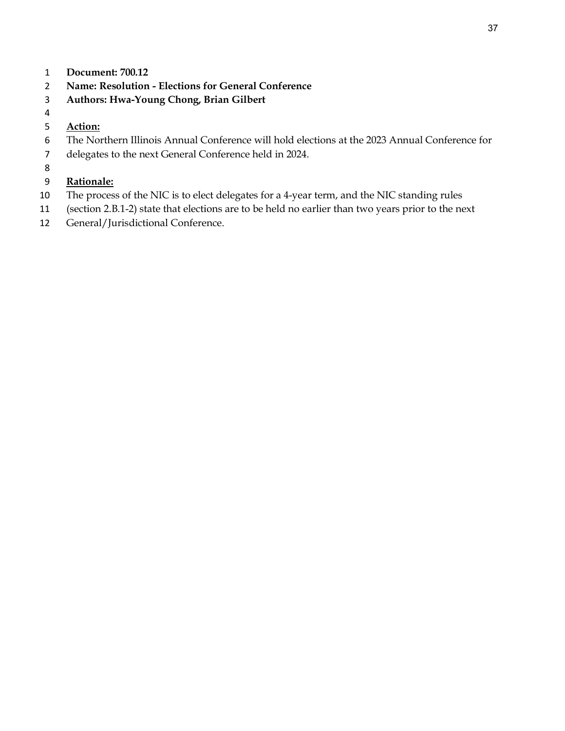**Document: 700.12**
**Name: Resolution - Elections for General Conference**
**Authors: Hwa-Young Chong, Brian Gilbert**

**Action:**

The Northern Illinois Annual Conference will hold elections at the 2023 Annual Conference for delegates to the next General Conference held in 2024.

**Rationale:**

The process of the NIC is to elect delegates for a 4-year term, and the NIC standing rules (section 2.B.1-2) state that elections are to be held no earlier than two years prior to the next General/Jurisdictional Conference.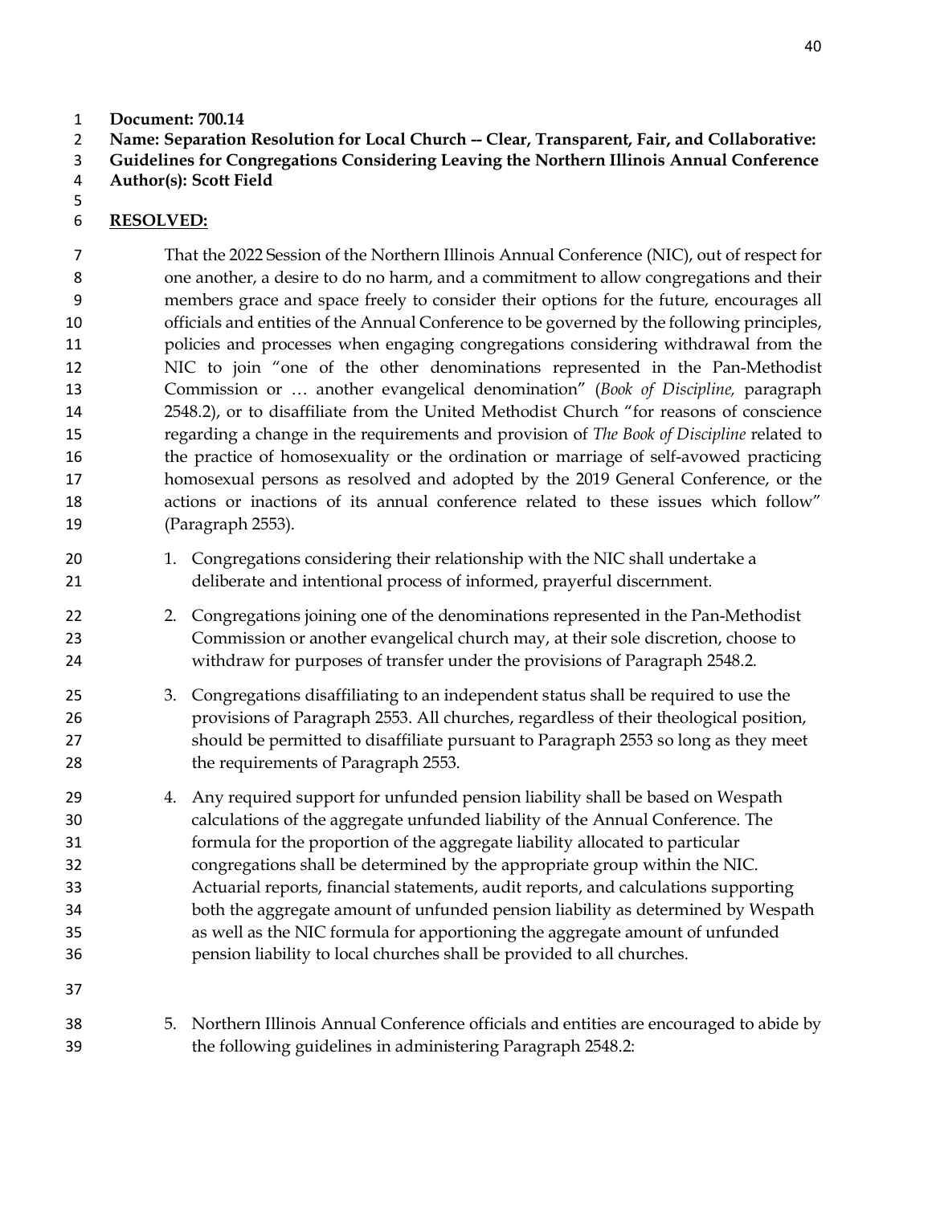**Document: 700.14**
**Name: Separation Resolution for Local Church -- Clear, Transparent, Fair, and Collaborative: Guidelines for Congregations Considering Leaving the Northern Illinois Annual Conference**
**Author(s): Scott Field**

**RESOLVED:**

That the 2022 Session of the Northern Illinois Annual Conference (NIC), out of respect for one another, a desire to do no harm, and a commitment to allow congregations and their members grace and space freely to consider their options for the future, encourages all officials and entities of the Annual Conference to be governed by the following principles, policies and processes when engaging congregations considering withdrawal from the NIC to join "one of the other denominations represented in the Pan-Methodist Commission or … another evangelical denomination" (*Book of Discipline,* paragraph 2548.2), or to disaffiliate from the United Methodist Church "for reasons of conscience regarding a change in the requirements and provision of *The Book of Discipline* related to the practice of homosexuality or the ordination or marriage of self-avowed practicing homosexual persons as resolved and adopted by the 2019 General Conference, or the actions or inactions of its annual conference related to these issues which follow" (Paragraph 2553).

1. Congregations considering their relationship with the NIC shall undertake a deliberate and intentional process of informed, prayerful discernment.
2. Congregations joining one of the denominations represented in the Pan-Methodist Commission or another evangelical church may, at their sole discretion, choose to withdraw for purposes of transfer under the provisions of Paragraph 2548.2.
3. Congregations disaffiliating to an independent status shall be required to use the provisions of Paragraph 2553. All churches, regardless of their theological position, should be permitted to disaffiliate pursuant to Paragraph 2553 so long as they meet the requirements of Paragraph 2553.
4. Any required support for unfunded pension liability shall be based on Wespath calculations of the aggregate unfunded liability of the Annual Conference. The formula for the proportion of the aggregate liability allocated to particular congregations shall be determined by the appropriate group within the NIC. Actuarial reports, financial statements, audit reports, and calculations supporting both the aggregate amount of unfunded pension liability as determined by Wespath as well as the NIC formula for apportioning the aggregate amount of unfunded pension liability to local churches shall be provided to all churches.
5. Northern Illinois Annual Conference officials and entities are encouraged to abide by the following guidelines in administering Paragraph 2548.2: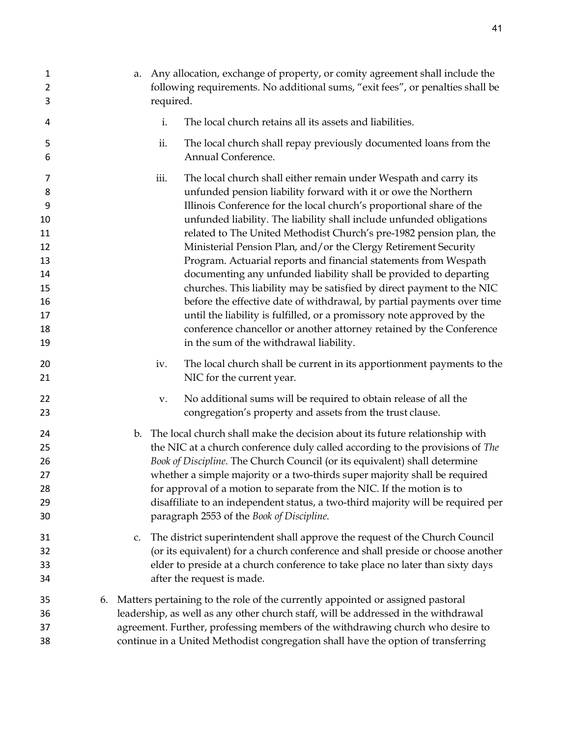a. Any allocation, exchange of property, or comity agreement shall include the following requirements. No additional sums, "exit fees", or penalties shall be required.

   i. The local church retains all its assets and liabilities.

   ii. The local church shall repay previously documented loans from the Annual Conference.

   iii. The local church shall either remain under Wespath and carry its unfunded pension liability forward with it or owe the Northern Illinois Conference for the local church's proportional share of the unfunded liability. The liability shall include unfunded obligations related to The United Methodist Church's pre-1982 pension plan, the Ministerial Pension Plan, and/or the Clergy Retirement Security Program. Actuarial reports and financial statements from Wespath documenting any unfunded liability shall be provided to departing churches. This liability may be satisfied by direct payment to the NIC before the effective date of withdrawal, by partial payments over time until the liability is fulfilled, or a promissory note approved by the conference chancellor or another attorney retained by the Conference in the sum of the withdrawal liability.

   iv. The local church shall be current in its apportionment payments to the NIC for the current year.

   v. No additional sums will be required to obtain release of all the congregation's property and assets from the trust clause.

b. The local church shall make the decision about its future relationship with the NIC at a church conference duly called according to the provisions of *The Book of Discipline*. The Church Council (or its equivalent) shall determine whether a simple majority or a two-thirds super majority shall be required for approval of a motion to separate from the NIC. If the motion is to disaffiliate to an independent status, a two-third majority will be required per paragraph 2553 of the *Book of Discipline*.

c. The district superintendent shall approve the request of the Church Council (or its equivalent) for a church conference and shall preside or choose another elder to preside at a church conference to take place no later than sixty days after the request is made.

6. Matters pertaining to the role of the currently appointed or assigned pastoral leadership, as well as any other church staff, will be addressed in the withdrawal agreement. Further, professing members of the withdrawing church who desire to continue in a United Methodist congregation shall have the option of transferring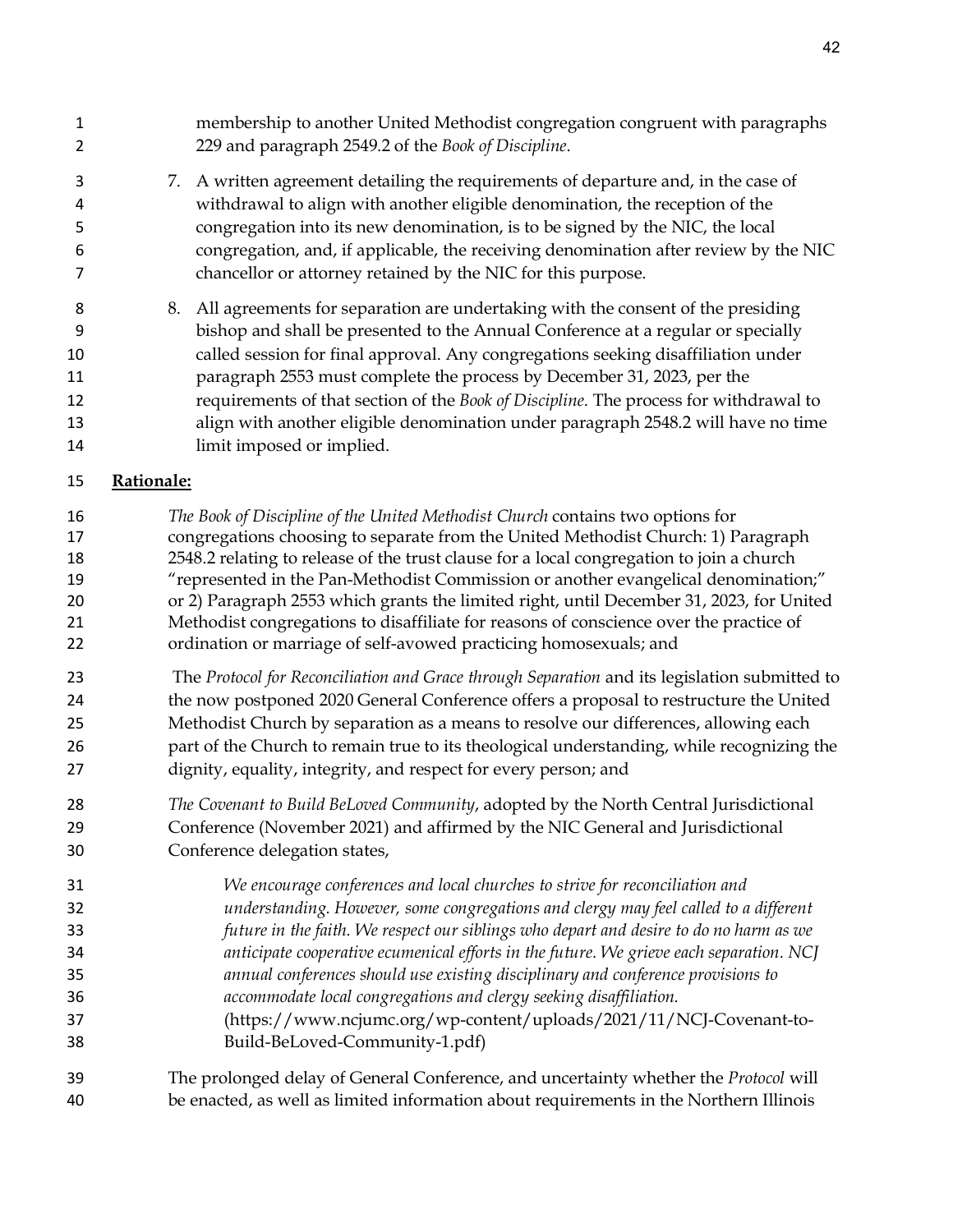membership to another United Methodist congregation congruent with paragraphs 229 and paragraph 2549.2 of the *Book of Discipline*.

7. A written agreement detailing the requirements of departure and, in the case of withdrawal to align with another eligible denomination, the reception of the congregation into its new denomination, is to be signed by the NIC, the local congregation, and, if applicable, the receiving denomination after review by the NIC chancellor or attorney retained by the NIC for this purpose.

8. All agreements for separation are undertaking with the consent of the presiding bishop and shall be presented to the Annual Conference at a regular or specially called session for final approval. Any congregations seeking disaffiliation under paragraph 2553 must complete the process by December 31, 2023, per the requirements of that section of the *Book of Discipline*. The process for withdrawal to align with another eligible denomination under paragraph 2548.2 will have no time limit imposed or implied.

**Rationale:**

*The Book of Discipline of the United Methodist Church* contains two options for congregations choosing to separate from the United Methodist Church: 1) Paragraph 2548.2 relating to release of the trust clause for a local congregation to join a church "represented in the Pan-Methodist Commission or another evangelical denomination;" or 2) Paragraph 2553 which grants the limited right, until December 31, 2023, for United Methodist congregations to disaffiliate for reasons of conscience over the practice of ordination or marriage of self-avowed practicing homosexuals; and

The *Protocol for Reconciliation and Grace through Separation* and its legislation submitted to the now postponed 2020 General Conference offers a proposal to restructure the United Methodist Church by separation as a means to resolve our differences, allowing each part of the Church to remain true to its theological understanding, while recognizing the dignity, equality, integrity, and respect for every person; and

*The Covenant to Build BeLoved Community*, adopted by the North Central Jurisdictional Conference (November 2021) and affirmed by the NIC General and Jurisdictional Conference delegation states,

> *We encourage conferences and local churches to strive for reconciliation and understanding. However, some congregations and clergy may feel called to a different future in the faith. We respect our siblings who depart and desire to do no harm as we anticipate cooperative ecumenical efforts in the future. We grieve each separation. NCJ annual conferences should use existing disciplinary and conference provisions to accommodate local congregations and clergy seeking disaffiliation.*
> (https://www.ncjumc.org/wp-content/uploads/2021/11/NCJ-Covenant-to-Build-BeLoved-Community-1.pdf)

The prolonged delay of General Conference, and uncertainty whether the *Protocol* will be enacted, as well as limited information about requirements in the Northern Illinois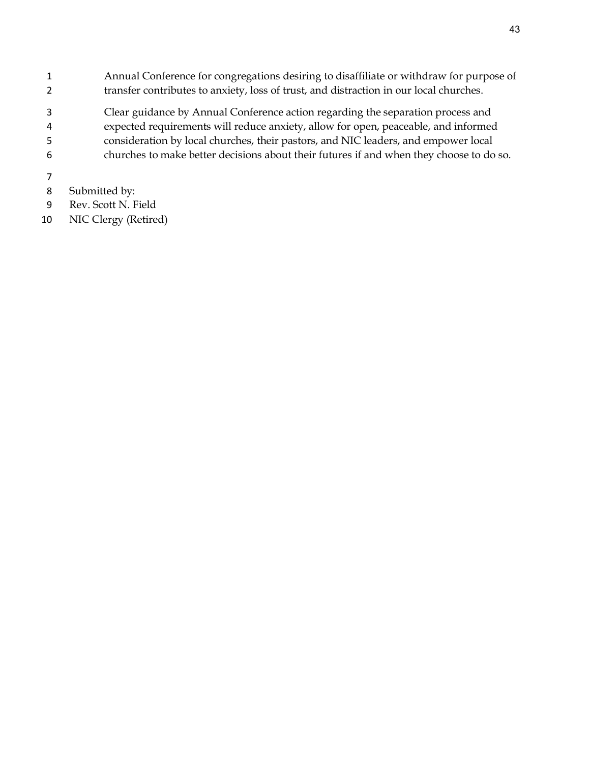Annual Conference for congregations desiring to disaffiliate or withdraw for purpose of transfer contributes to anxiety, loss of trust, and distraction in our local churches.

Clear guidance by Annual Conference action regarding the separation process and expected requirements will reduce anxiety, allow for open, peaceable, and informed consideration by local churches, their pastors, and NIC leaders, and empower local churches to make better decisions about their futures if and when they choose to do so.

Submitted by:
Rev. Scott N. Field
NIC Clergy (Retired)